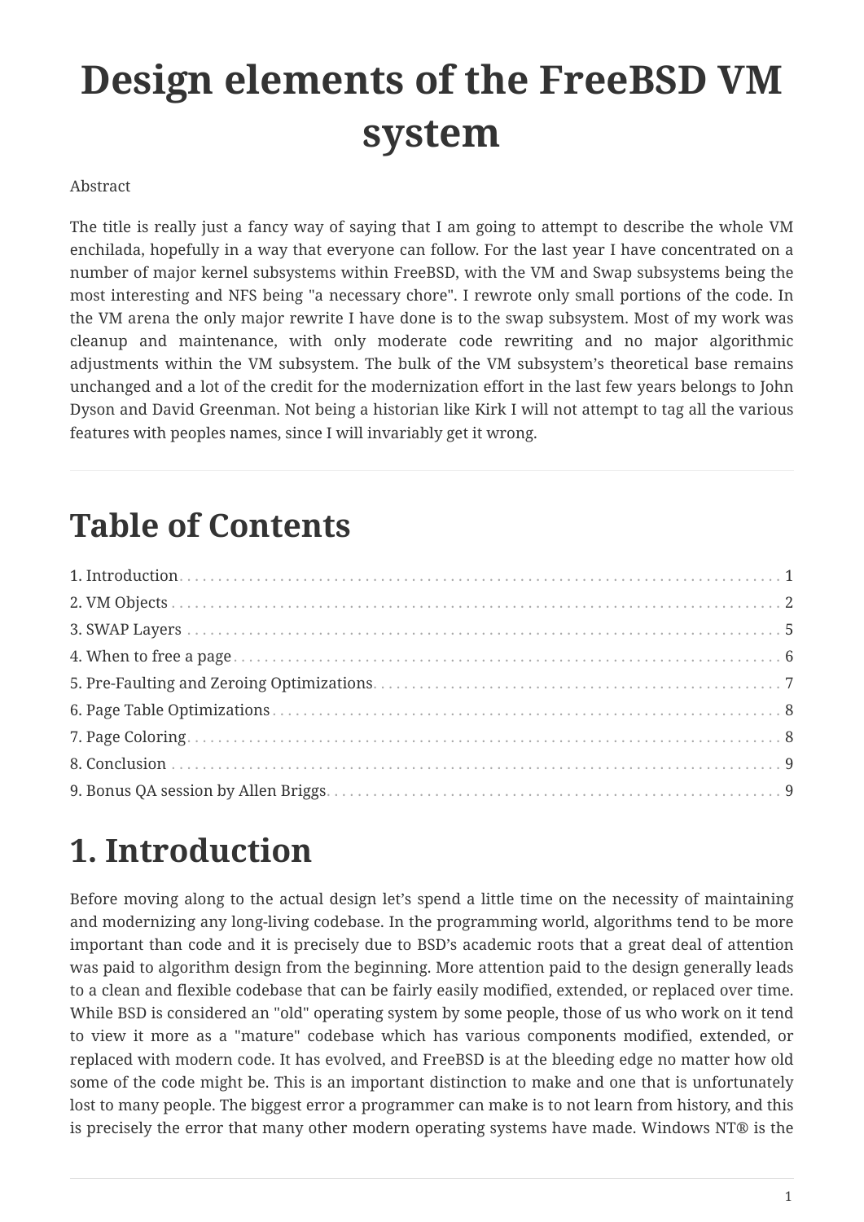# Design elements of the FreeBSD VM system

Abstract

The title is really just a fancy way of saying that I am going to attempt to describe the whole VM enchilada, hopefully in a way that everyone can follow. For the last year I have concentrated on a number of major kernel subsystems within FreeBSD, with the VM and Swap subsystems being the most interesting and NFS being "a necessary chore". I rewrote only small portions of the code. In the VM arena the only major rewrite I have done is to the swap subsystem. Most of my work was cleanup and maintenance, with only moderate code rewriting and no major algorithmic adjustments within the VM subsystem. The bulk of the VM subsystem's theoretical base remains unchanged and a lot of the credit for the modernization effort in the last few years belongs to John Dyson and David Greenman. Not being a historian like Kirk I will not attempt to tag all the various features with peoples names, since I will invariably get it wrong.

---

## Table of Contents

1. Introduction . . . 1
2. VM Objects . . . 2
3. SWAP Layers . . . 5
4. When to free a page . . . 6
5. Pre-Faulting and Zeroing Optimizations . . . 7
6. Page Table Optimizations . . . 8
7. Page Coloring . . . 8
8. Conclusion . . . 9
9. Bonus QA session by Allen Briggs . . . 9

# 1. Introduction

Before moving along to the actual design let's spend a little time on the necessity of maintaining and modernizing any long-living codebase. In the programming world, algorithms tend to be more important than code and it is precisely due to BSD's academic roots that a great deal of attention was paid to algorithm design from the beginning. More attention paid to the design generally leads to a clean and flexible codebase that can be fairly easily modified, extended, or replaced over time. While BSD is considered an "old" operating system by some people, those of us who work on it tend to view it more as a "mature" codebase which has various components modified, extended, or replaced with modern code. It has evolved, and FreeBSD is at the bleeding edge no matter how old some of the code might be. This is an important distinction to make and one that is unfortunately lost to many people. The biggest error a programmer can make is to not learn from history, and this is precisely the error that many other modern operating systems have made. Windows NT® is the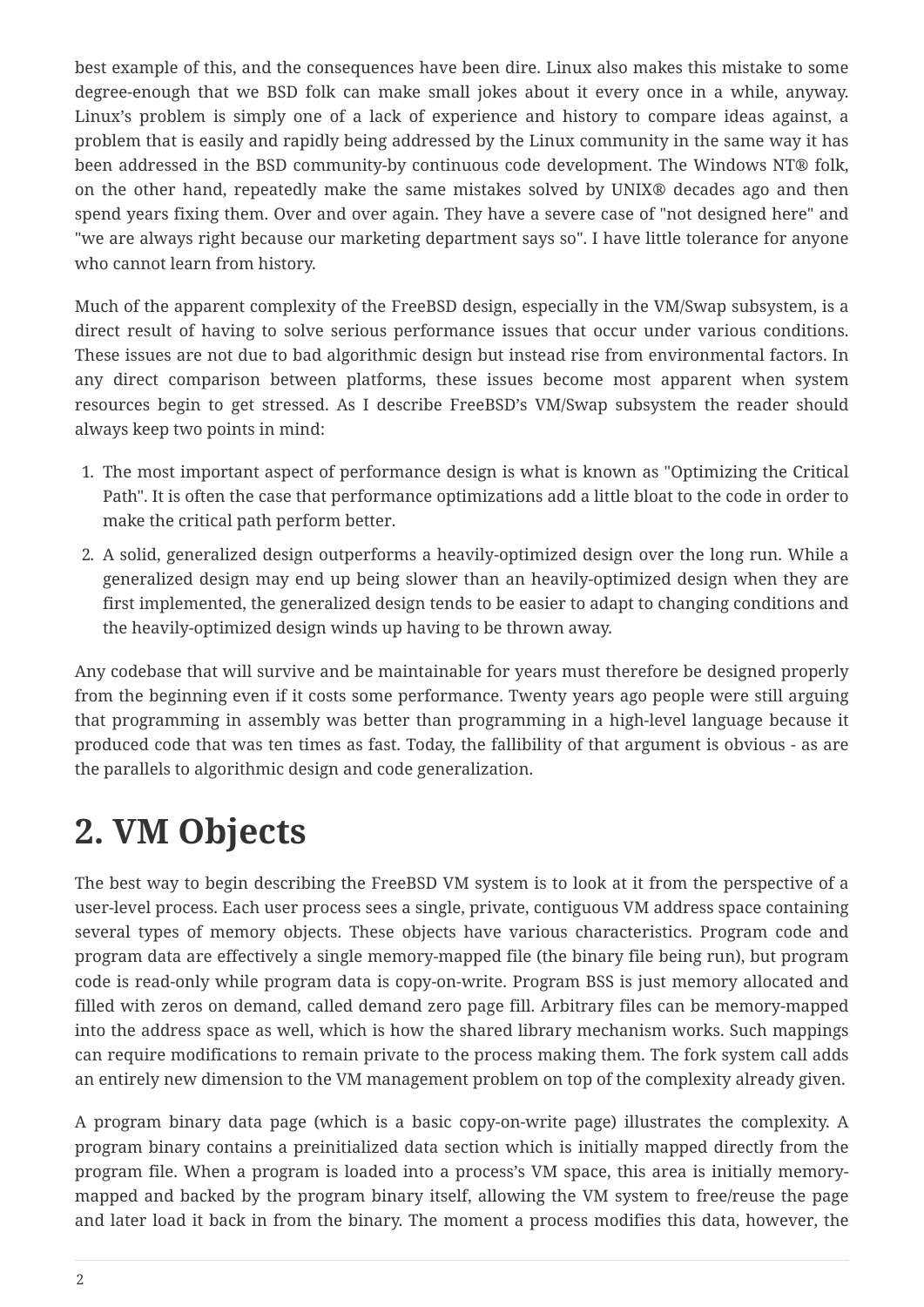best example of this, and the consequences have been dire. Linux also makes this mistake to some degree-enough that we BSD folk can make small jokes about it every once in a while, anyway. Linux's problem is simply one of a lack of experience and history to compare ideas against, a problem that is easily and rapidly being addressed by the Linux community in the same way it has been addressed in the BSD community-by continuous code development. The Windows NT® folk, on the other hand, repeatedly make the same mistakes solved by UNIX® decades ago and then spend years fixing them. Over and over again. They have a severe case of "not designed here" and "we are always right because our marketing department says so". I have little tolerance for anyone who cannot learn from history.

Much of the apparent complexity of the FreeBSD design, especially in the VM/Swap subsystem, is a direct result of having to solve serious performance issues that occur under various conditions. These issues are not due to bad algorithmic design but instead rise from environmental factors. In any direct comparison between platforms, these issues become most apparent when system resources begin to get stressed. As I describe FreeBSD's VM/Swap subsystem the reader should always keep two points in mind:

1. The most important aspect of performance design is what is known as "Optimizing the Critical Path". It is often the case that performance optimizations add a little bloat to the code in order to make the critical path perform better.
2. A solid, generalized design outperforms a heavily-optimized design over the long run. While a generalized design may end up being slower than an heavily-optimized design when they are first implemented, the generalized design tends to be easier to adapt to changing conditions and the heavily-optimized design winds up having to be thrown away.

Any codebase that will survive and be maintainable for years must therefore be designed properly from the beginning even if it costs some performance. Twenty years ago people were still arguing that programming in assembly was better than programming in a high-level language because it produced code that was ten times as fast. Today, the fallibility of that argument is obvious - as are the parallels to algorithmic design and code generalization.

# 2. VM Objects

The best way to begin describing the FreeBSD VM system is to look at it from the perspective of a user-level process. Each user process sees a single, private, contiguous VM address space containing several types of memory objects. These objects have various characteristics. Program code and program data are effectively a single memory-mapped file (the binary file being run), but program code is read-only while program data is copy-on-write. Program BSS is just memory allocated and filled with zeros on demand, called demand zero page fill. Arbitrary files can be memory-mapped into the address space as well, which is how the shared library mechanism works. Such mappings can require modifications to remain private to the process making them. The fork system call adds an entirely new dimension to the VM management problem on top of the complexity already given.

A program binary data page (which is a basic copy-on-write page) illustrates the complexity. A program binary contains a preinitialized data section which is initially mapped directly from the program file. When a program is loaded into a process's VM space, this area is initially memory-mapped and backed by the program binary itself, allowing the VM system to free/reuse the page and later load it back in from the binary. The moment a process modifies this data, however, the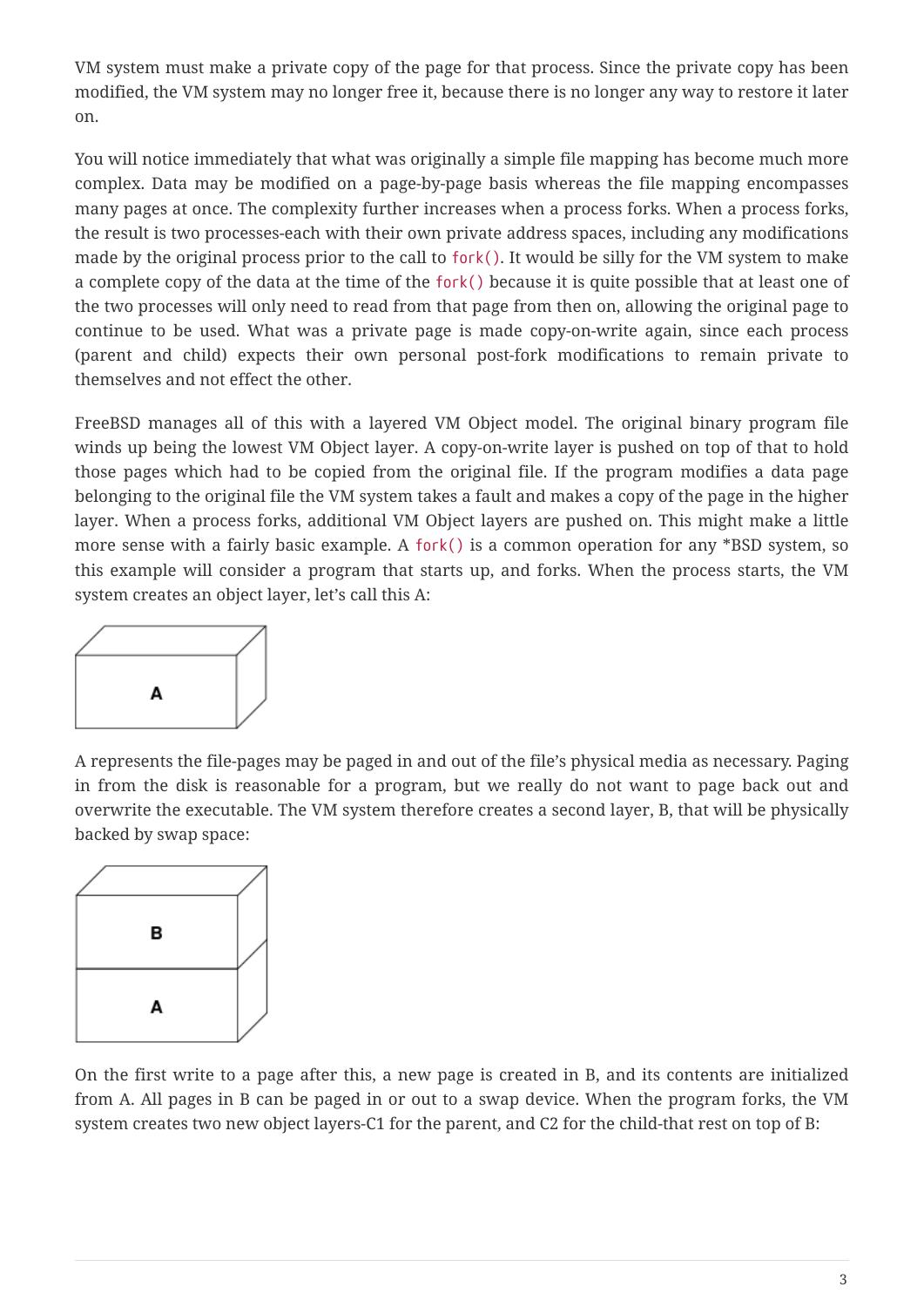VM system must make a private copy of the page for that process. Since the private copy has been modified, the VM system may no longer free it, because there is no longer any way to restore it later on.

You will notice immediately that what was originally a simple file mapping has become much more complex. Data may be modified on a page-by-page basis whereas the file mapping encompasses many pages at once. The complexity further increases when a process forks. When a process forks, the result is two processes-each with their own private address spaces, including any modifications made by the original process prior to the call to `fork()`. It would be silly for the VM system to make a complete copy of the data at the time of the `fork()` because it is quite possible that at least one of the two processes will only need to read from that page from then on, allowing the original page to continue to be used. What was a private page is made copy-on-write again, since each process (parent and child) expects their own personal post-fork modifications to remain private to themselves and not effect the other.

FreeBSD manages all of this with a layered VM Object model. The original binary program file winds up being the lowest VM Object layer. A copy-on-write layer is pushed on top of that to hold those pages which had to be copied from the original file. If the program modifies a data page belonging to the original file the VM system takes a fault and makes a copy of the page in the higher layer. When a process forks, additional VM Object layers are pushed on. This might make a little more sense with a fairly basic example. A `fork()` is a common operation for any *BSD system, so this example will consider a program that starts up, and forks. When the process starts, the VM system creates an object layer, let's call this A:

A

A represents the file-pages may be paged in and out of the file's physical media as necessary. Paging in from the disk is reasonable for a program, but we really do not want to page back out and overwrite the executable. The VM system therefore creates a second layer, B, that will be physically backed by swap space:

B

A

On the first write to a page after this, a new page is created in B, and its contents are initialized from A. All pages in B can be paged in or out to a swap device. When the program forks, the VM system creates two new object layers-C1 for the parent, and C2 for the child-that rest on top of B: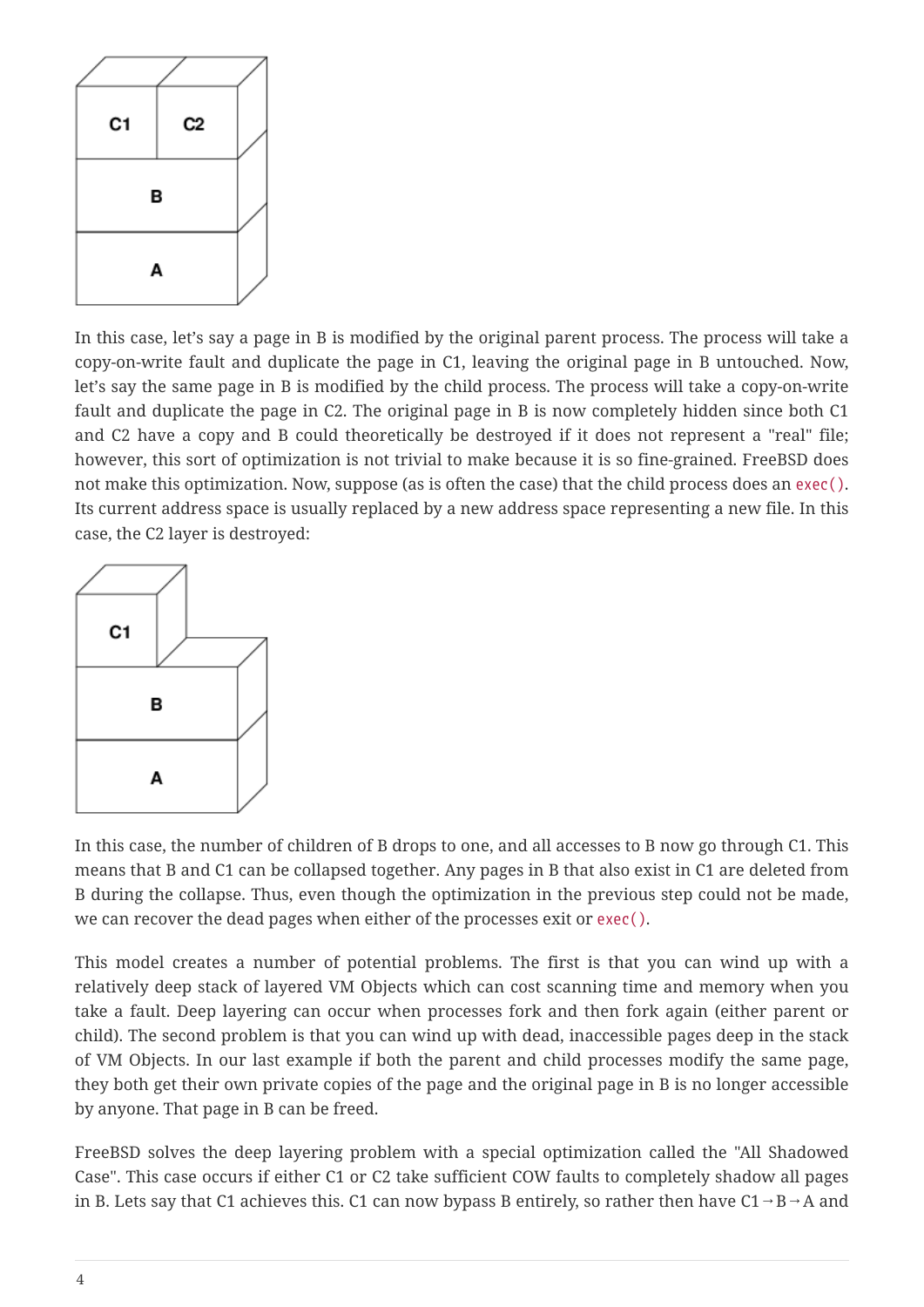In this case, let's say a page in B is modified by the original parent process. The process will take a copy-on-write fault and duplicate the page in C1, leaving the original page in B untouched. Now, let's say the same page in B is modified by the child process. The process will take a copy-on-write fault and duplicate the page in C2. The original page in B is now completely hidden since both C1 and C2 have a copy and B could theoretically be destroyed if it does not represent a "real" file; however, this sort of optimization is not trivial to make because it is so fine-grained. FreeBSD does not make this optimization. Now, suppose (as is often the case) that the child process does an `exec()`. Its current address space is usually replaced by a new address space representing a new file. In this case, the C2 layer is destroyed:

In this case, the number of children of B drops to one, and all accesses to B now go through C1. This means that B and C1 can be collapsed together. Any pages in B that also exist in C1 are deleted from B during the collapse. Thus, even though the optimization in the previous step could not be made, we can recover the dead pages when either of the processes exit or `exec()`.

This model creates a number of potential problems. The first is that you can wind up with a relatively deep stack of layered VM Objects which can cost scanning time and memory when you take a fault. Deep layering can occur when processes fork and then fork again (either parent or child). The second problem is that you can wind up with dead, inaccessible pages deep in the stack of VM Objects. In our last example if both the parent and child processes modify the same page, they both get their own private copies of the page and the original page in B is no longer accessible by anyone. That page in B can be freed.

FreeBSD solves the deep layering problem with a special optimization called the "All Shadowed Case". This case occurs if either C1 or C2 take sufficient COW faults to completely shadow all pages in B. Lets say that C1 achieves this. C1 can now bypass B entirely, so rather then have C1→B→A and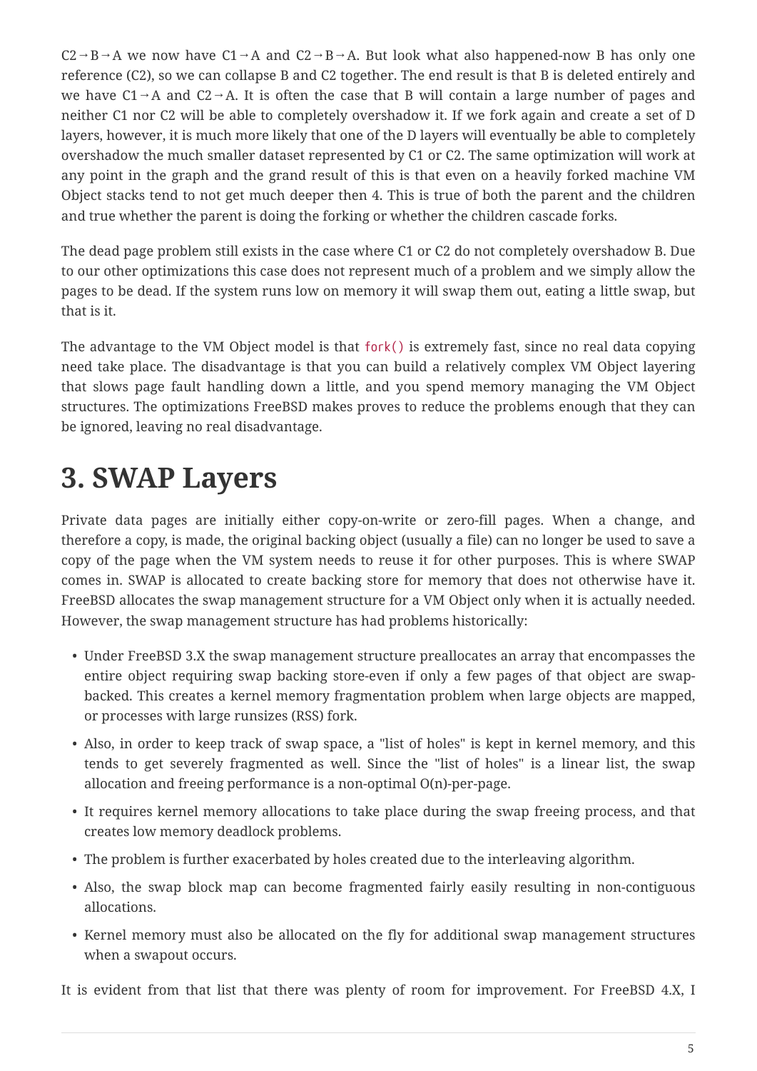C2→B→A we now have C1→A and C2→B→A. But look what also happened-now B has only one reference (C2), so we can collapse B and C2 together. The end result is that B is deleted entirely and we have C1→A and C2→A. It is often the case that B will contain a large number of pages and neither C1 nor C2 will be able to completely overshadow it. If we fork again and create a set of D layers, however, it is much more likely that one of the D layers will eventually be able to completely overshadow the much smaller dataset represented by C1 or C2. The same optimization will work at any point in the graph and the grand result of this is that even on a heavily forked machine VM Object stacks tend to not get much deeper then 4. This is true of both the parent and the children and true whether the parent is doing the forking or whether the children cascade forks.

The dead page problem still exists in the case where C1 or C2 do not completely overshadow B. Due to our other optimizations this case does not represent much of a problem and we simply allow the pages to be dead. If the system runs low on memory it will swap them out, eating a little swap, but that is it.

The advantage to the VM Object model is that `fork()` is extremely fast, since no real data copying need take place. The disadvantage is that you can build a relatively complex VM Object layering that slows page fault handling down a little, and you spend memory managing the VM Object structures. The optimizations FreeBSD makes proves to reduce the problems enough that they can be ignored, leaving no real disadvantage.

# 3. SWAP Layers

Private data pages are initially either copy-on-write or zero-fill pages. When a change, and therefore a copy, is made, the original backing object (usually a file) can no longer be used to save a copy of the page when the VM system needs to reuse it for other purposes. This is where SWAP comes in. SWAP is allocated to create backing store for memory that does not otherwise have it. FreeBSD allocates the swap management structure for a VM Object only when it is actually needed. However, the swap management structure has had problems historically:

- Under FreeBSD 3.X the swap management structure preallocates an array that encompasses the entire object requiring swap backing store-even if only a few pages of that object are swap-backed. This creates a kernel memory fragmentation problem when large objects are mapped, or processes with large runsizes (RSS) fork.
- Also, in order to keep track of swap space, a "list of holes" is kept in kernel memory, and this tends to get severely fragmented as well. Since the "list of holes" is a linear list, the swap allocation and freeing performance is a non-optimal O(n)-per-page.
- It requires kernel memory allocations to take place during the swap freeing process, and that creates low memory deadlock problems.
- The problem is further exacerbated by holes created due to the interleaving algorithm.
- Also, the swap block map can become fragmented fairly easily resulting in non-contiguous allocations.
- Kernel memory must also be allocated on the fly for additional swap management structures when a swapout occurs.

It is evident from that list that there was plenty of room for improvement. For FreeBSD 4.X, I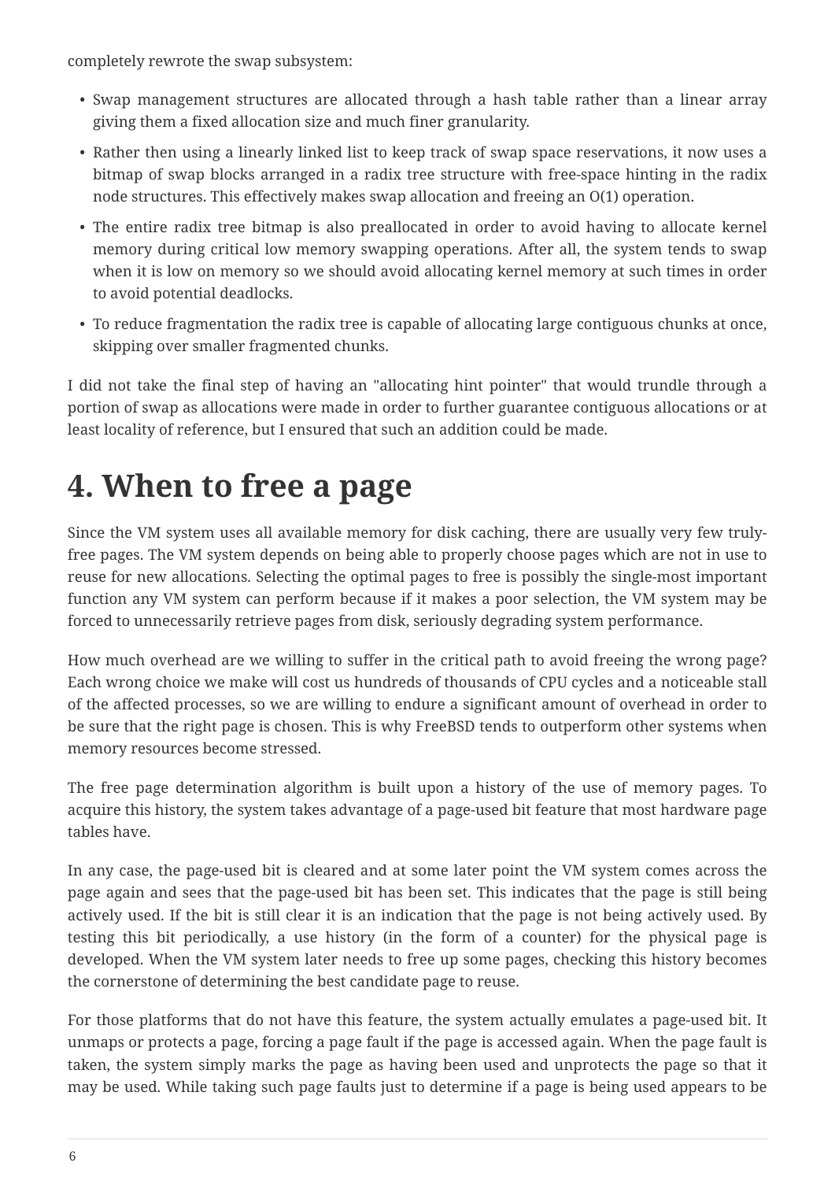completely rewrote the swap subsystem:

- Swap management structures are allocated through a hash table rather than a linear array giving them a fixed allocation size and much finer granularity.
- Rather then using a linearly linked list to keep track of swap space reservations, it now uses a bitmap of swap blocks arranged in a radix tree structure with free-space hinting in the radix node structures. This effectively makes swap allocation and freeing an O(1) operation.
- The entire radix tree bitmap is also preallocated in order to avoid having to allocate kernel memory during critical low memory swapping operations. After all, the system tends to swap when it is low on memory so we should avoid allocating kernel memory at such times in order to avoid potential deadlocks.
- To reduce fragmentation the radix tree is capable of allocating large contiguous chunks at once, skipping over smaller fragmented chunks.

I did not take the final step of having an "allocating hint pointer" that would trundle through a portion of swap as allocations were made in order to further guarantee contiguous allocations or at least locality of reference, but I ensured that such an addition could be made.

# 4. When to free a page

Since the VM system uses all available memory for disk caching, there are usually very few truly-free pages. The VM system depends on being able to properly choose pages which are not in use to reuse for new allocations. Selecting the optimal pages to free is possibly the single-most important function any VM system can perform because if it makes a poor selection, the VM system may be forced to unnecessarily retrieve pages from disk, seriously degrading system performance.

How much overhead are we willing to suffer in the critical path to avoid freeing the wrong page? Each wrong choice we make will cost us hundreds of thousands of CPU cycles and a noticeable stall of the affected processes, so we are willing to endure a significant amount of overhead in order to be sure that the right page is chosen. This is why FreeBSD tends to outperform other systems when memory resources become stressed.

The free page determination algorithm is built upon a history of the use of memory pages. To acquire this history, the system takes advantage of a page-used bit feature that most hardware page tables have.

In any case, the page-used bit is cleared and at some later point the VM system comes across the page again and sees that the page-used bit has been set. This indicates that the page is still being actively used. If the bit is still clear it is an indication that the page is not being actively used. By testing this bit periodically, a use history (in the form of a counter) for the physical page is developed. When the VM system later needs to free up some pages, checking this history becomes the cornerstone of determining the best candidate page to reuse.

For those platforms that do not have this feature, the system actually emulates a page-used bit. It unmaps or protects a page, forcing a page fault if the page is accessed again. When the page fault is taken, the system simply marks the page as having been used and unprotects the page so that it may be used. While taking such page faults just to determine if a page is being used appears to be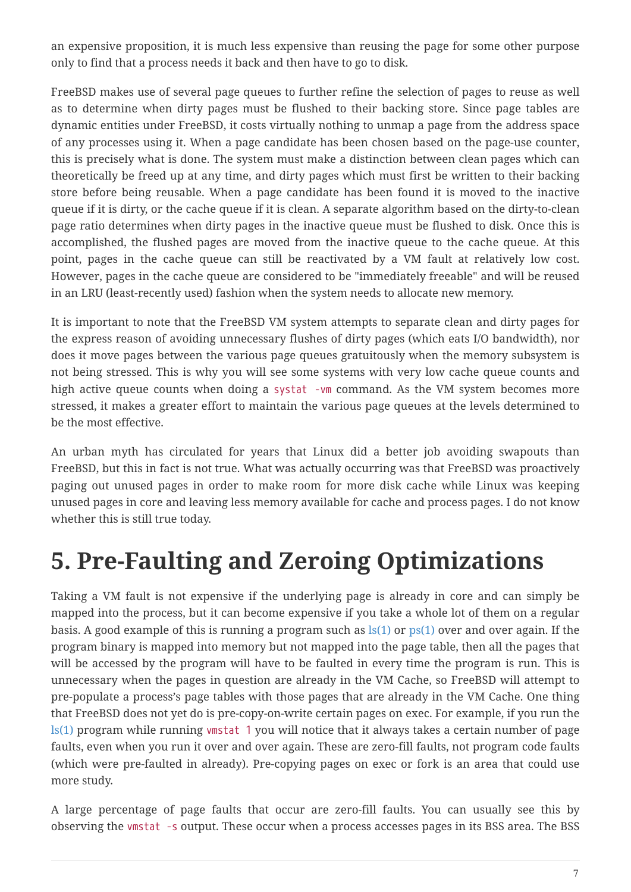an expensive proposition, it is much less expensive than reusing the page for some other purpose only to find that a process needs it back and then have to go to disk.

FreeBSD makes use of several page queues to further refine the selection of pages to reuse as well as to determine when dirty pages must be flushed to their backing store. Since page tables are dynamic entities under FreeBSD, it costs virtually nothing to unmap a page from the address space of any processes using it. When a page candidate has been chosen based on the page-use counter, this is precisely what is done. The system must make a distinction between clean pages which can theoretically be freed up at any time, and dirty pages which must first be written to their backing store before being reusable. When a page candidate has been found it is moved to the inactive queue if it is dirty, or the cache queue if it is clean. A separate algorithm based on the dirty-to-clean page ratio determines when dirty pages in the inactive queue must be flushed to disk. Once this is accomplished, the flushed pages are moved from the inactive queue to the cache queue. At this point, pages in the cache queue can still be reactivated by a VM fault at relatively low cost. However, pages in the cache queue are considered to be "immediately freeable" and will be reused in an LRU (least-recently used) fashion when the system needs to allocate new memory.

It is important to note that the FreeBSD VM system attempts to separate clean and dirty pages for the express reason of avoiding unnecessary flushes of dirty pages (which eats I/O bandwidth), nor does it move pages between the various page queues gratuitously when the memory subsystem is not being stressed. This is why you will see some systems with very low cache queue counts and high active queue counts when doing a `systat -vm` command. As the VM system becomes more stressed, it makes a greater effort to maintain the various page queues at the levels determined to be the most effective.

An urban myth has circulated for years that Linux did a better job avoiding swapouts than FreeBSD, but this in fact is not true. What was actually occurring was that FreeBSD was proactively paging out unused pages in order to make room for more disk cache while Linux was keeping unused pages in core and leaving less memory available for cache and process pages. I do not know whether this is still true today.

# 5. Pre-Faulting and Zeroing Optimizations

Taking a VM fault is not expensive if the underlying page is already in core and can simply be mapped into the process, but it can become expensive if you take a whole lot of them on a regular basis. A good example of this is running a program such as ls(1) or ps(1) over and over again. If the program binary is mapped into memory but not mapped into the page table, then all the pages that will be accessed by the program will have to be faulted in every time the program is run. This is unnecessary when the pages in question are already in the VM Cache, so FreeBSD will attempt to pre-populate a process's page tables with those pages that are already in the VM Cache. One thing that FreeBSD does not yet do is pre-copy-on-write certain pages on exec. For example, if you run the ls(1) program while running `vmstat 1` you will notice that it always takes a certain number of page faults, even when you run it over and over again. These are zero-fill faults, not program code faults (which were pre-faulted in already). Pre-copying pages on exec or fork is an area that could use more study.

A large percentage of page faults that occur are zero-fill faults. You can usually see this by observing the `vmstat -s` output. These occur when a process accesses pages in its BSS area. The BSS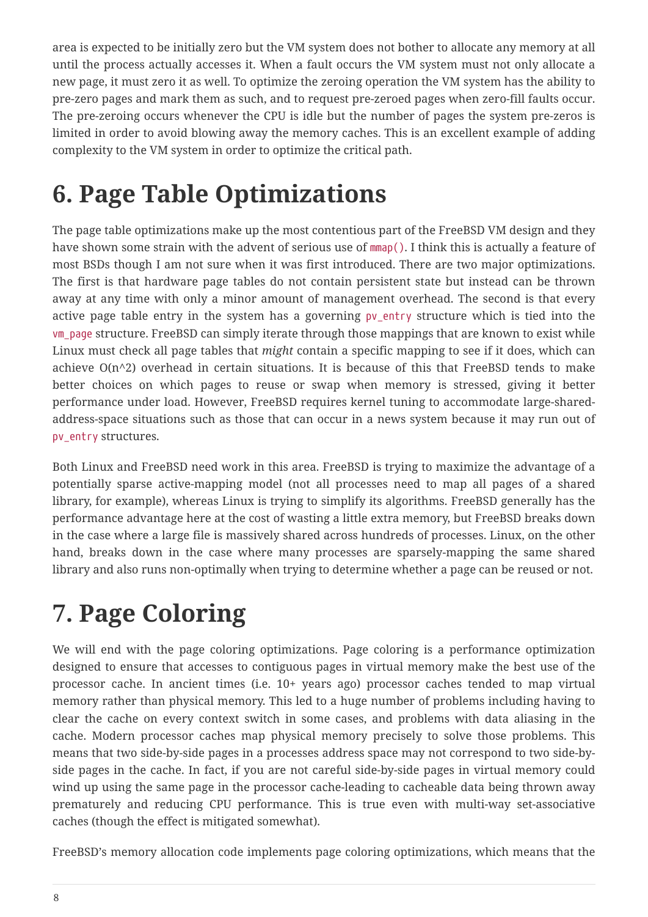area is expected to be initially zero but the VM system does not bother to allocate any memory at all until the process actually accesses it. When a fault occurs the VM system must not only allocate a new page, it must zero it as well. To optimize the zeroing operation the VM system has the ability to pre-zero pages and mark them as such, and to request pre-zeroed pages when zero-fill faults occur. The pre-zeroing occurs whenever the CPU is idle but the number of pages the system pre-zeros is limited in order to avoid blowing away the memory caches. This is an excellent example of adding complexity to the VM system in order to optimize the critical path.

# 6. Page Table Optimizations

The page table optimizations make up the most contentious part of the FreeBSD VM design and they have shown some strain with the advent of serious use of `mmap()`. I think this is actually a feature of most BSDs though I am not sure when it was first introduced. There are two major optimizations. The first is that hardware page tables do not contain persistent state but instead can be thrown away at any time with only a minor amount of management overhead. The second is that every active page table entry in the system has a governing `pv_entry` structure which is tied into the `vm_page` structure. FreeBSD can simply iterate through those mappings that are known to exist while Linux must check all page tables that *might* contain a specific mapping to see if it does, which can achieve O(n^2) overhead in certain situations. It is because of this that FreeBSD tends to make better choices on which pages to reuse or swap when memory is stressed, giving it better performance under load. However, FreeBSD requires kernel tuning to accommodate large-shared-address-space situations such as those that can occur in a news system because it may run out of `pv_entry` structures.

Both Linux and FreeBSD need work in this area. FreeBSD is trying to maximize the advantage of a potentially sparse active-mapping model (not all processes need to map all pages of a shared library, for example), whereas Linux is trying to simplify its algorithms. FreeBSD generally has the performance advantage here at the cost of wasting a little extra memory, but FreeBSD breaks down in the case where a large file is massively shared across hundreds of processes. Linux, on the other hand, breaks down in the case where many processes are sparsely-mapping the same shared library and also runs non-optimally when trying to determine whether a page can be reused or not.

# 7. Page Coloring

We will end with the page coloring optimizations. Page coloring is a performance optimization designed to ensure that accesses to contiguous pages in virtual memory make the best use of the processor cache. In ancient times (i.e. 10+ years ago) processor caches tended to map virtual memory rather than physical memory. This led to a huge number of problems including having to clear the cache on every context switch in some cases, and problems with data aliasing in the cache. Modern processor caches map physical memory precisely to solve those problems. This means that two side-by-side pages in a processes address space may not correspond to two side-by-side pages in the cache. In fact, if you are not careful side-by-side pages in virtual memory could wind up using the same page in the processor cache-leading to cacheable data being thrown away prematurely and reducing CPU performance. This is true even with multi-way set-associative caches (though the effect is mitigated somewhat).

FreeBSD's memory allocation code implements page coloring optimizations, which means that the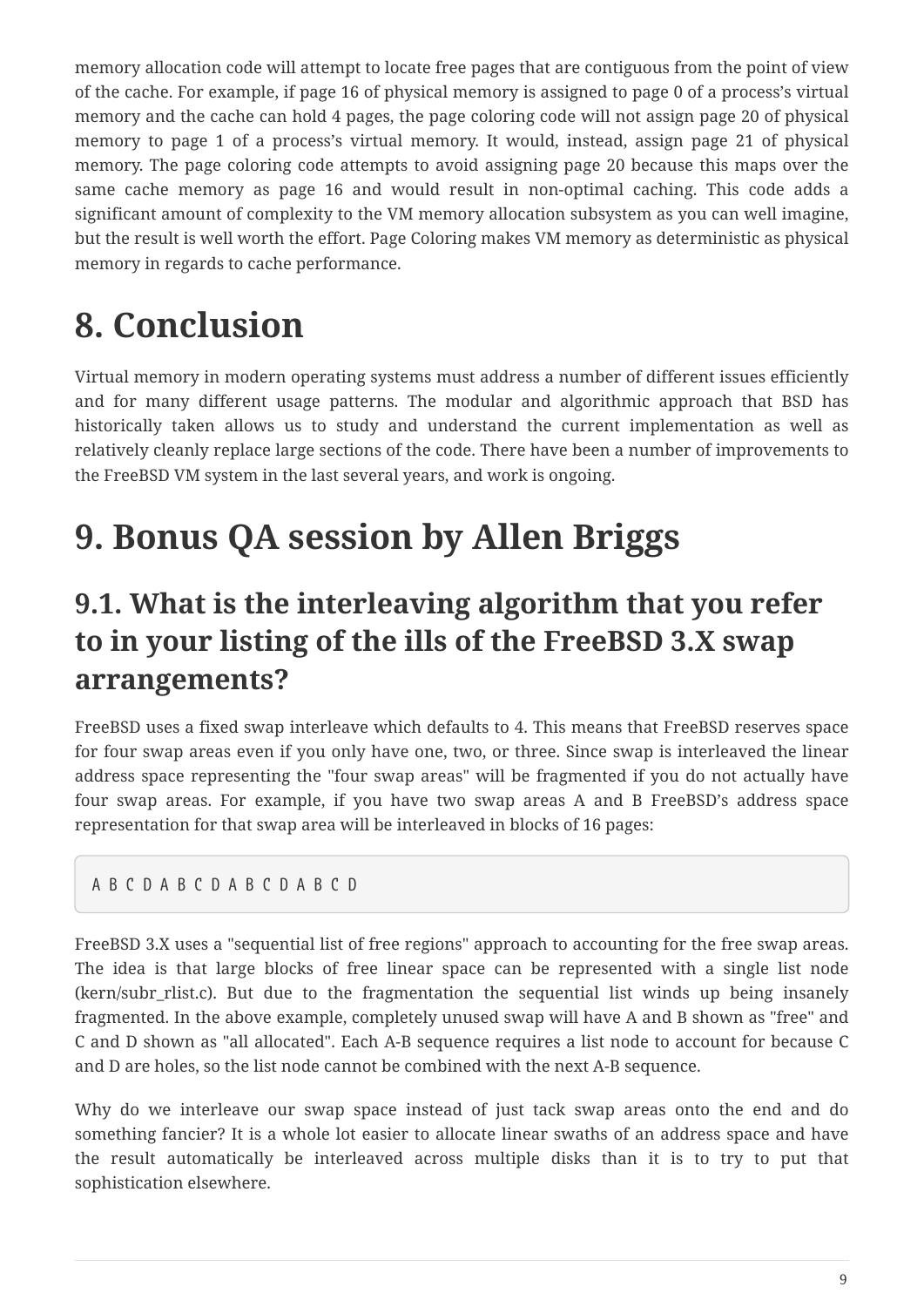memory allocation code will attempt to locate free pages that are contiguous from the point of view of the cache. For example, if page 16 of physical memory is assigned to page 0 of a process's virtual memory and the cache can hold 4 pages, the page coloring code will not assign page 20 of physical memory to page 1 of a process's virtual memory. It would, instead, assign page 21 of physical memory. The page coloring code attempts to avoid assigning page 20 because this maps over the same cache memory as page 16 and would result in non-optimal caching. This code adds a significant amount of complexity to the VM memory allocation subsystem as you can well imagine, but the result is well worth the effort. Page Coloring makes VM memory as deterministic as physical memory in regards to cache performance.

# 8. Conclusion

Virtual memory in modern operating systems must address a number of different issues efficiently and for many different usage patterns. The modular and algorithmic approach that BSD has historically taken allows us to study and understand the current implementation as well as relatively cleanly replace large sections of the code. There have been a number of improvements to the FreeBSD VM system in the last several years, and work is ongoing.

# 9. Bonus QA session by Allen Briggs

## 9.1. What is the interleaving algorithm that you refer to in your listing of the ills of the FreeBSD 3.X swap arrangements?

FreeBSD uses a fixed swap interleave which defaults to 4. This means that FreeBSD reserves space for four swap areas even if you only have one, two, or three. Since swap is interleaved the linear address space representing the "four swap areas" will be fragmented if you do not actually have four swap areas. For example, if you have two swap areas A and B FreeBSD's address space representation for that swap area will be interleaved in blocks of 16 pages:

```
A B C D A B C D A B C D A B C D
```

FreeBSD 3.X uses a "sequential list of free regions" approach to accounting for the free swap areas. The idea is that large blocks of free linear space can be represented with a single list node (kern/subr_rlist.c). But due to the fragmentation the sequential list winds up being insanely fragmented. In the above example, completely unused swap will have A and B shown as "free" and C and D shown as "all allocated". Each A-B sequence requires a list node to account for because C and D are holes, so the list node cannot be combined with the next A-B sequence.

Why do we interleave our swap space instead of just tack swap areas onto the end and do something fancier? It is a whole lot easier to allocate linear swaths of an address space and have the result automatically be interleaved across multiple disks than it is to try to put that sophistication elsewhere.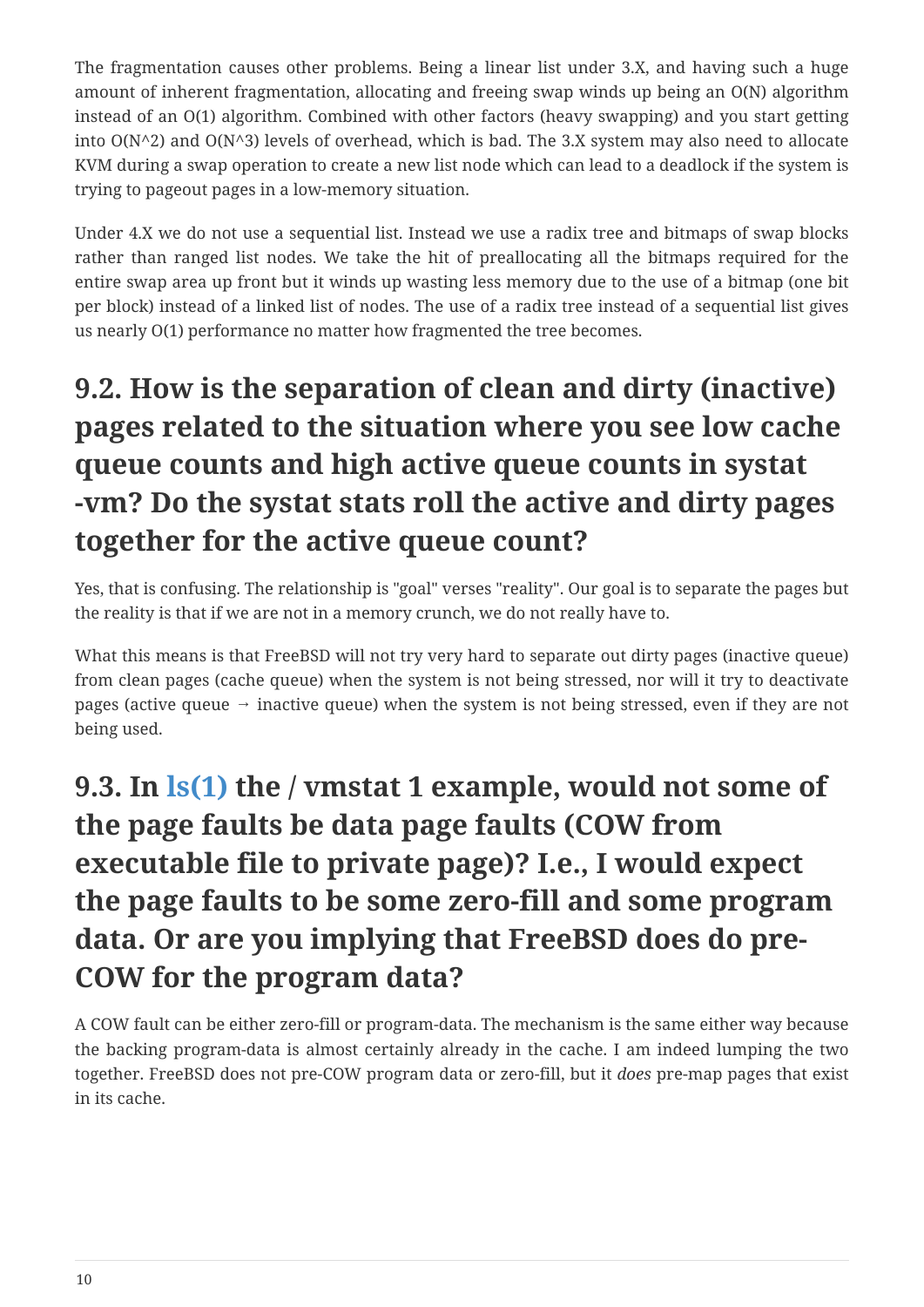The fragmentation causes other problems. Being a linear list under 3.X, and having such a huge amount of inherent fragmentation, allocating and freeing swap winds up being an O(N) algorithm instead of an O(1) algorithm. Combined with other factors (heavy swapping) and you start getting into O(N^2) and O(N^3) levels of overhead, which is bad. The 3.X system may also need to allocate KVM during a swap operation to create a new list node which can lead to a deadlock if the system is trying to pageout pages in a low-memory situation.

Under 4.X we do not use a sequential list. Instead we use a radix tree and bitmaps of swap blocks rather than ranged list nodes. We take the hit of preallocating all the bitmaps required for the entire swap area up front but it winds up wasting less memory due to the use of a bitmap (one bit per block) instead of a linked list of nodes. The use of a radix tree instead of a sequential list gives us nearly O(1) performance no matter how fragmented the tree becomes.

## 9.2. How is the separation of clean and dirty (inactive) pages related to the situation where you see low cache queue counts and high active queue counts in systat -vm? Do the systat stats roll the active and dirty pages together for the active queue count?

Yes, that is confusing. The relationship is "goal" verses "reality". Our goal is to separate the pages but the reality is that if we are not in a memory crunch, we do not really have to.

What this means is that FreeBSD will not try very hard to separate out dirty pages (inactive queue) from clean pages (cache queue) when the system is not being stressed, nor will it try to deactivate pages (active queue → inactive queue) when the system is not being stressed, even if they are not being used.

## 9.3. In ls(1) the / vmstat 1 example, would not some of the page faults be data page faults (COW from executable file to private page)? I.e., I would expect the page faults to be some zero-fill and some program data. Or are you implying that FreeBSD does do pre-COW for the program data?

A COW fault can be either zero-fill or program-data. The mechanism is the same either way because the backing program-data is almost certainly already in the cache. I am indeed lumping the two together. FreeBSD does not pre-COW program data or zero-fill, but it *does* pre-map pages that exist in its cache.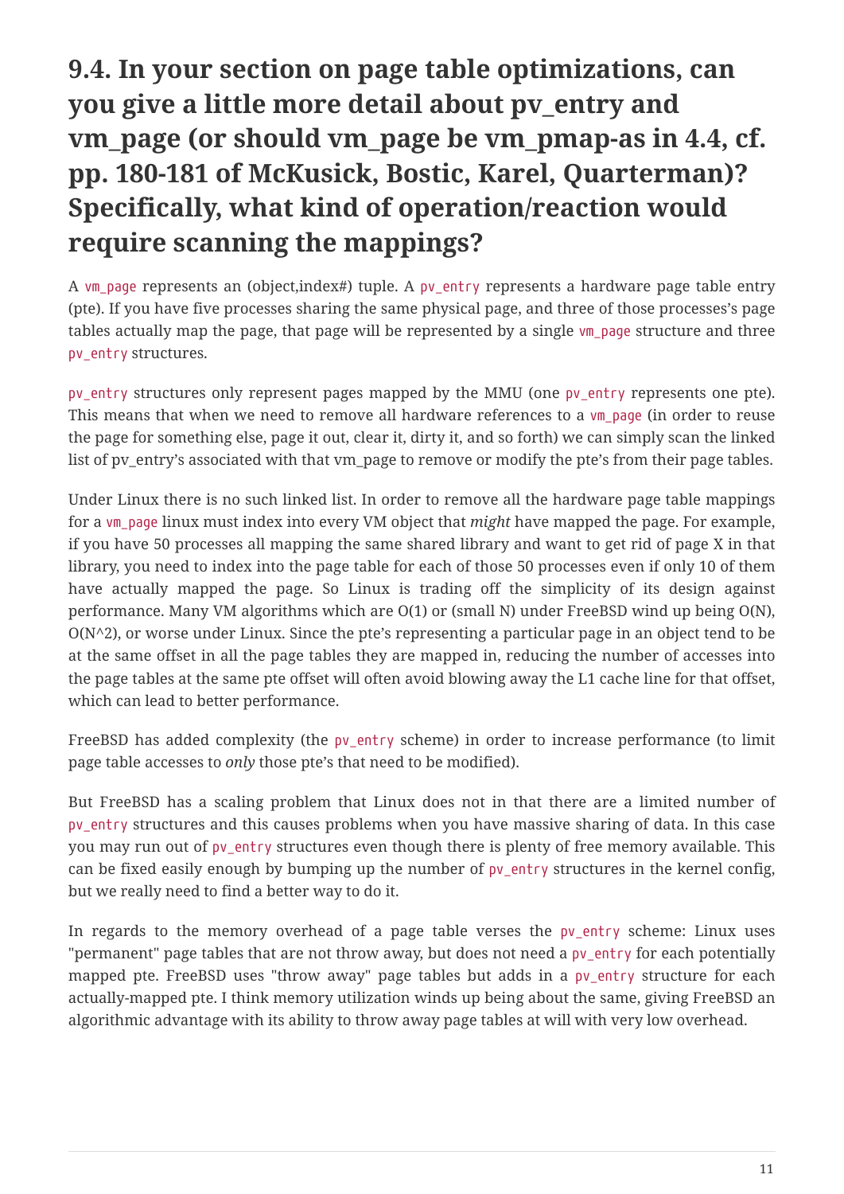## 9.4. In your section on page table optimizations, can you give a little more detail about pv_entry and vm_page (or should vm_page be vm_pmap-as in 4.4, cf. pp. 180-181 of McKusick, Bostic, Karel, Quarterman)? Specifically, what kind of operation/reaction would require scanning the mappings?

A `vm_page` represents an (object,index#) tuple. A `pv_entry` represents a hardware page table entry (pte). If you have five processes sharing the same physical page, and three of those processes's page tables actually map the page, that page will be represented by a single `vm_page` structure and three `pv_entry` structures.

`pv_entry` structures only represent pages mapped by the MMU (one `pv_entry` represents one pte). This means that when we need to remove all hardware references to a `vm_page` (in order to reuse the page for something else, page it out, clear it, dirty it, and so forth) we can simply scan the linked list of pv_entry's associated with that vm_page to remove or modify the pte's from their page tables.

Under Linux there is no such linked list. In order to remove all the hardware page table mappings for a `vm_page` linux must index into every VM object that *might* have mapped the page. For example, if you have 50 processes all mapping the same shared library and want to get rid of page X in that library, you need to index into the page table for each of those 50 processes even if only 10 of them have actually mapped the page. So Linux is trading off the simplicity of its design against performance. Many VM algorithms which are O(1) or (small N) under FreeBSD wind up being O(N), O(N^2), or worse under Linux. Since the pte's representing a particular page in an object tend to be at the same offset in all the page tables they are mapped in, reducing the number of accesses into the page tables at the same pte offset will often avoid blowing away the L1 cache line for that offset, which can lead to better performance.

FreeBSD has added complexity (the `pv_entry` scheme) in order to increase performance (to limit page table accesses to *only* those pte's that need to be modified).

But FreeBSD has a scaling problem that Linux does not in that there are a limited number of `pv_entry` structures and this causes problems when you have massive sharing of data. In this case you may run out of `pv_entry` structures even though there is plenty of free memory available. This can be fixed easily enough by bumping up the number of `pv_entry` structures in the kernel config, but we really need to find a better way to do it.

In regards to the memory overhead of a page table verses the `pv_entry` scheme: Linux uses "permanent" page tables that are not throw away, but does not need a `pv_entry` for each potentially mapped pte. FreeBSD uses "throw away" page tables but adds in a `pv_entry` structure for each actually-mapped pte. I think memory utilization winds up being about the same, giving FreeBSD an algorithmic advantage with its ability to throw away page tables at will with very low overhead.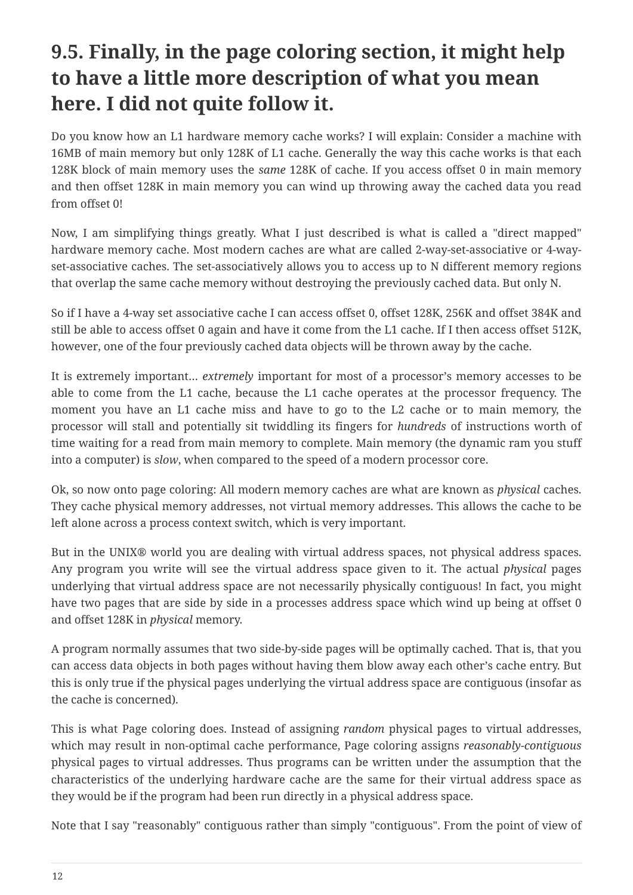## 9.5. Finally, in the page coloring section, it might help to have a little more description of what you mean here. I did not quite follow it.

Do you know how an L1 hardware memory cache works? I will explain: Consider a machine with 16MB of main memory but only 128K of L1 cache. Generally the way this cache works is that each 128K block of main memory uses the *same* 128K of cache. If you access offset 0 in main memory and then offset 128K in main memory you can wind up throwing away the cached data you read from offset 0!

Now, I am simplifying things greatly. What I just described is what is called a "direct mapped" hardware memory cache. Most modern caches are what are called 2-way-set-associative or 4-way-set-associative caches. The set-associatively allows you to access up to N different memory regions that overlap the same cache memory without destroying the previously cached data. But only N.

So if I have a 4-way set associative cache I can access offset 0, offset 128K, 256K and offset 384K and still be able to access offset 0 again and have it come from the L1 cache. If I then access offset 512K, however, one of the four previously cached data objects will be thrown away by the cache.

It is extremely important… *extremely* important for most of a processor's memory accesses to be able to come from the L1 cache, because the L1 cache operates at the processor frequency. The moment you have an L1 cache miss and have to go to the L2 cache or to main memory, the processor will stall and potentially sit twiddling its fingers for *hundreds* of instructions worth of time waiting for a read from main memory to complete. Main memory (the dynamic ram you stuff into a computer) is *slow*, when compared to the speed of a modern processor core.

Ok, so now onto page coloring: All modern memory caches are what are known as *physical* caches. They cache physical memory addresses, not virtual memory addresses. This allows the cache to be left alone across a process context switch, which is very important.

But in the UNIX® world you are dealing with virtual address spaces, not physical address spaces. Any program you write will see the virtual address space given to it. The actual *physical* pages underlying that virtual address space are not necessarily physically contiguous! In fact, you might have two pages that are side by side in a processes address space which wind up being at offset 0 and offset 128K in *physical* memory.

A program normally assumes that two side-by-side pages will be optimally cached. That is, that you can access data objects in both pages without having them blow away each other's cache entry. But this is only true if the physical pages underlying the virtual address space are contiguous (insofar as the cache is concerned).

This is what Page coloring does. Instead of assigning *random* physical pages to virtual addresses, which may result in non-optimal cache performance, Page coloring assigns *reasonably-contiguous* physical pages to virtual addresses. Thus programs can be written under the assumption that the characteristics of the underlying hardware cache are the same for their virtual address space as they would be if the program had been run directly in a physical address space.

Note that I say "reasonably" contiguous rather than simply "contiguous". From the point of view of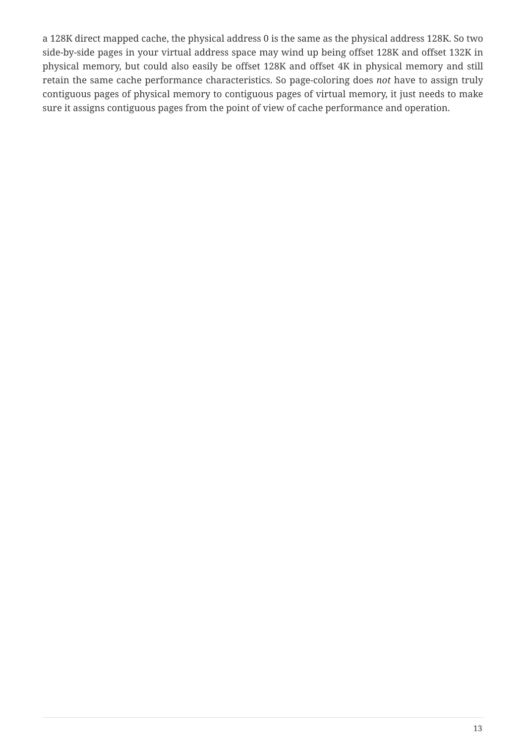a 128K direct mapped cache, the physical address 0 is the same as the physical address 128K. So two side-by-side pages in your virtual address space may wind up being offset 128K and offset 132K in physical memory, but could also easily be offset 128K and offset 4K in physical memory and still retain the same cache performance characteristics. So page-coloring does *not* have to assign truly contiguous pages of physical memory to contiguous pages of virtual memory, it just needs to make sure it assigns contiguous pages from the point of view of cache performance and operation.